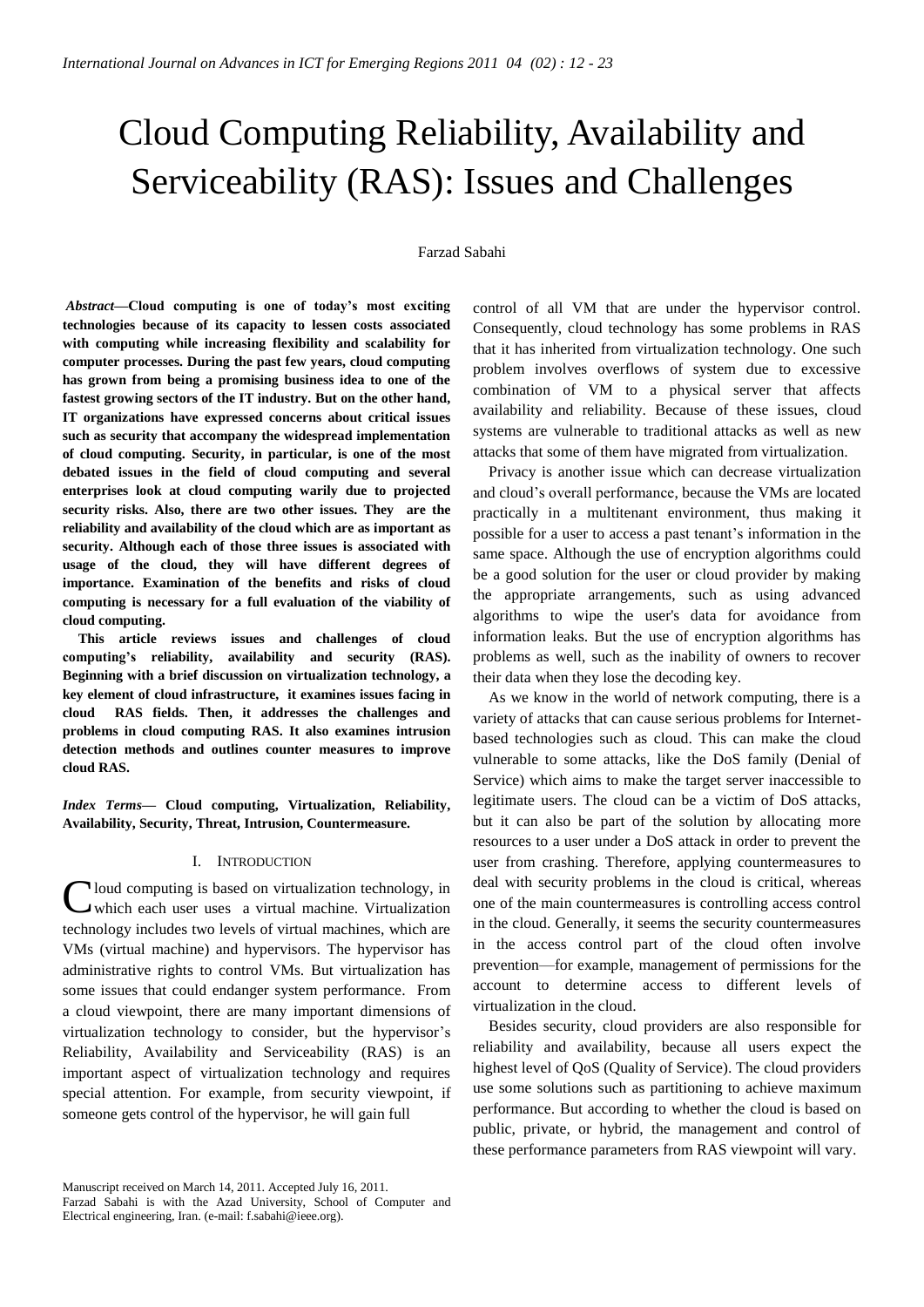# Cloud Computing Reliability, Availability and Serviceability (RAS): Issues and Challenges

Farzad Sabahi

***Abstract*—Cloud computing is one of today's most exciting technologies because of its capacity to lessen costs associated with computing while increasing flexibility and scalability for computer processes. During the past few years, cloud computing has grown from being a promising business idea to one of the fastest growing sectors of the IT industry. But on the other hand, IT organizations have expressed concerns about critical issues such as security that accompany the widespread implementation of cloud computing. Security, in particular, is one of the most debated issues in the field of cloud computing and several enterprises look at cloud computing warily due to projected security risks. Also, there are two other issues. They are the reliability and availability of the cloud which are as important as security. Although each of those three issues is associated with usage of the cloud, they will have different degrees of importance. Examination of the benefits and risks of cloud computing is necessary for a full evaluation of the viability of cloud computing.**

**This article reviews issues and challenges of cloud computing's reliability, availability and security (RAS). Beginning with a brief discussion on virtualization technology, a key element of cloud infrastructure, it examines issues facing in cloud RAS fields. Then, it addresses the challenges and problems in cloud computing RAS. It also examines intrusion detection methods and outlines counter measures to improve cloud RAS.**

***Index Terms*— Cloud computing, Virtualization, Reliability, Availability, Security, Threat, Intrusion, Countermeasure.**

## I. Introduction

Cloud computing is based on virtualization technology, in which each user uses a virtual machine. Virtualization technology includes two levels of virtual machines, which are VMs (virtual machine) and hypervisors. The hypervisor has administrative rights to control VMs. But virtualization has some issues that could endanger system performance. From a cloud viewpoint, there are many important dimensions of virtualization technology to consider, but the hypervisor's Reliability, Availability and Serviceability (RAS) is an important aspect of virtualization technology and requires special attention. For example, from security viewpoint, if someone gets control of the hypervisor, he will gain full control of all VM that are under the hypervisor control. Consequently, cloud technology has some problems in RAS that it has inherited from virtualization technology. One such problem involves overflows of system due to excessive combination of VM to a physical server that affects availability and reliability. Because of these issues, cloud systems are vulnerable to traditional attacks as well as new attacks that some of them have migrated from virtualization.

Privacy is another issue which can decrease virtualization and cloud's overall performance, because the VMs are located practically in a multitenant environment, thus making it possible for a user to access a past tenant's information in the same space. Although the use of encryption algorithms could be a good solution for the user or cloud provider by making the appropriate arrangements, such as using advanced algorithms to wipe the user's data for avoidance from information leaks. But the use of encryption algorithms has problems as well, such as the inability of owners to recover their data when they lose the decoding key.

As we know in the world of network computing, there is a variety of attacks that can cause serious problems for Internet-based technologies such as cloud. This can make the cloud vulnerable to some attacks, like the DoS family (Denial of Service) which aims to make the target server inaccessible to legitimate users. The cloud can be a victim of DoS attacks, but it can also be part of the solution by allocating more resources to a user under a DoS attack in order to prevent the user from crashing. Therefore, applying countermeasures to deal with security problems in the cloud is critical, whereas one of the main countermeasures is controlling access control in the cloud. Generally, it seems the security countermeasures in the access control part of the cloud often involve prevention—for example, management of permissions for the account to determine access to different levels of virtualization in the cloud.

Besides security, cloud providers are also responsible for reliability and availability, because all users expect the highest level of QoS (Quality of Service). The cloud providers use some solutions such as partitioning to achieve maximum performance. But according to whether the cloud is based on public, private, or hybrid, the management and control of these performance parameters from RAS viewpoint will vary.

Manuscript received on March 14, 2011. Accepted July 16, 2011.
Farzad Sabahi is with the Azad University, School of Computer and Electrical engineering, Iran. (e-mail: f.sabahi@ieee.org).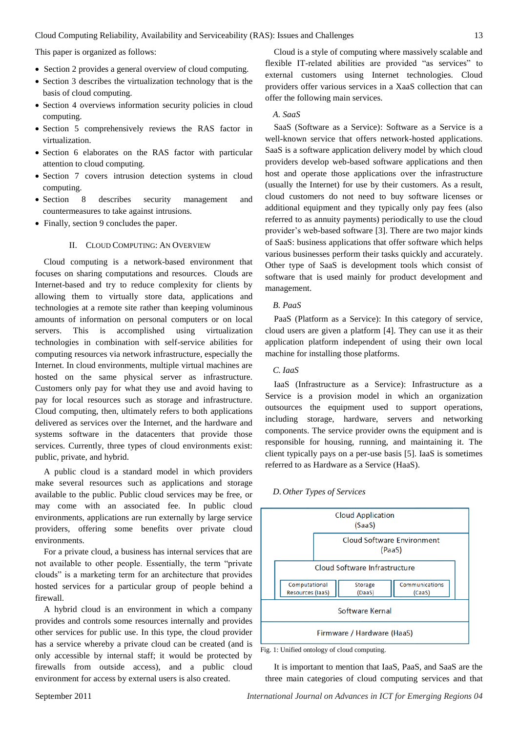This paper is organized as follows:

- Section 2 provides a general overview of cloud computing.
- Section 3 describes the virtualization technology that is the basis of cloud computing.
- Section 4 overviews information security policies in cloud computing.
- Section 5 comprehensively reviews the RAS factor in virtualization.
- Section 6 elaborates on the RAS factor with particular attention to cloud computing.
- Section 7 covers intrusion detection systems in cloud computing.
- Section 8 describes security management and countermeasures to take against intrusions.
- Finally, section 9 concludes the paper.

## II. Cloud Computing: An Overview

Cloud computing is a network-based environment that focuses on sharing computations and resources. Clouds are Internet-based and try to reduce complexity for clients by allowing them to virtually store data, applications and technologies at a remote site rather than keeping voluminous amounts of information on personal computers or on local servers. This is accomplished using virtualization technologies in combination with self-service abilities for computing resources via network infrastructure, especially the Internet. In cloud environments, multiple virtual machines are hosted on the same physical server as infrastructure. Customers only pay for what they use and avoid having to pay for local resources such as storage and infrastructure. Cloud computing, then, ultimately refers to both applications delivered as services over the Internet, and the hardware and systems software in the datacenters that provide those services. Currently, three types of cloud environments exist: public, private, and hybrid.

A public cloud is a standard model in which providers make several resources such as applications and storage available to the public. Public cloud services may be free, or may come with an associated fee. In public cloud environments, applications are run externally by large service providers, offering some benefits over private cloud environments.

For a private cloud, a business has internal services that are not available to other people. Essentially, the term "private clouds" is a marketing term for an architecture that provides hosted services for a particular group of people behind a firewall.

A hybrid cloud is an environment in which a company provides and controls some resources internally and provides other services for public use. In this type, the cloud provider has a service whereby a private cloud can be created (and is only accessible by internal staff; it would be protected by firewalls from outside access), and a public cloud environment for access by external users is also created.

Cloud is a style of computing where massively scalable and flexible IT-related abilities are provided "as services" to external customers using Internet technologies. Cloud providers offer various services in a XaaS collection that can offer the following main services.

### A. SaaS

SaaS (Software as a Service): Software as a Service is a well-known service that offers network-hosted applications. SaaS is a software application delivery model by which cloud providers develop web-based software applications and then host and operate those applications over the infrastructure (usually the Internet) for use by their customers. As a result, cloud customers do not need to buy software licenses or additional equipment and they typically only pay fees (also referred to as annuity payments) periodically to use the cloud provider's web-based software [3]. There are two major kinds of SaaS: business applications that offer software which helps various businesses perform their tasks quickly and accurately. Other type of SaaS is development tools which consist of software that is used mainly for product development and management.

### B. PaaS

PaaS (Platform as a Service): In this category of service, cloud users are given a platform [4]. They can use it as their application platform independent of using their own local machine for installing those platforms.

### C. IaaS

IaaS (Infrastructure as a Service): Infrastructure as a Service is a provision model in which an organization outsources the equipment used to support operations, including storage, hardware, servers and networking components. The service provider owns the equipment and is responsible for housing, running, and maintaining it. The client typically pays on a per-use basis [5]. IaaS is sometimes referred to as Hardware as a Service (HaaS).

### D. Other Types of Services

| Cloud Application (SaaS) | | |
|---|---|---|
| | Cloud Software Environment (PaaS) | |
| Cloud Software Infrastructure | | |
| Computational Resources (IaaS) | Storage (DaaS) | Communications (CaaS) |
| Software Kernal | | |
| Firmware / Hardware (HaaS) | | |

Fig. 1: Unified ontology of cloud computing.

It is important to mention that IaaS, PaaS, and SaaS are the three main categories of cloud computing services and that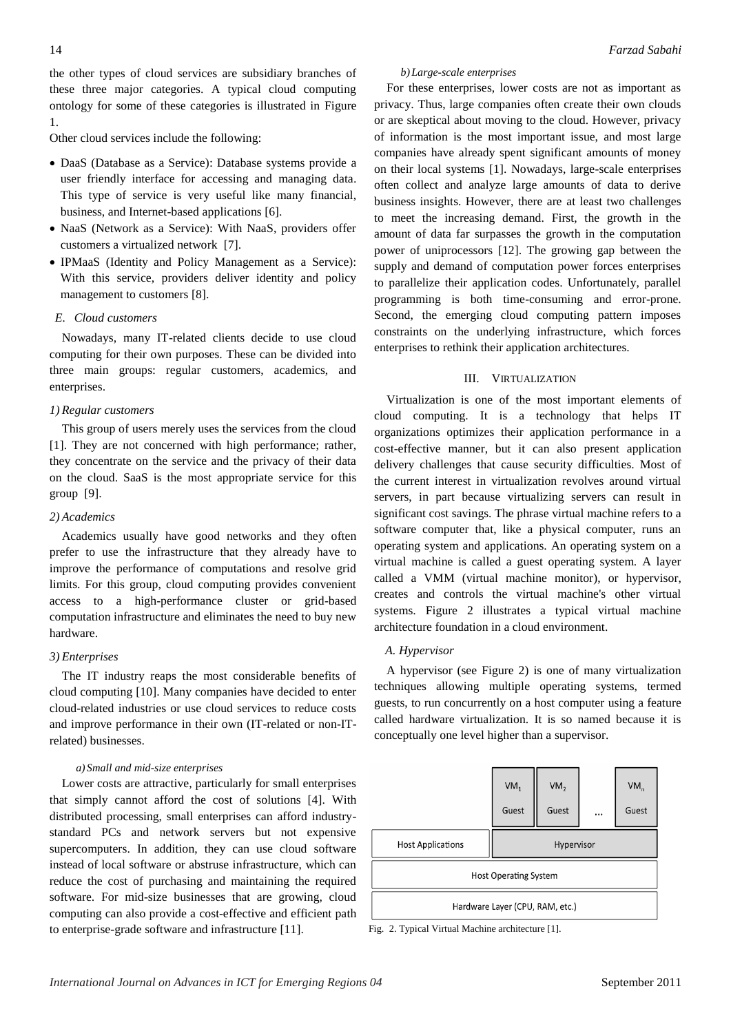the other types of cloud services are subsidiary branches of these three major categories. A typical cloud computing ontology for some of these categories is illustrated in Figure 1.

Other cloud services include the following:

- DaaS (Database as a Service): Database systems provide a user friendly interface for accessing and managing data. This type of service is very useful like many financial, business, and Internet-based applications [6].
- NaaS (Network as a Service): With NaaS, providers offer customers a virtualized network [7].
- IPMaaS (Identity and Policy Management as a Service): With this service, providers deliver identity and policy management to customers [8].

### E. Cloud customers

Nowadays, many IT-related clients decide to use cloud computing for their own purposes. These can be divided into three main groups: regular customers, academics, and enterprises.

#### 1) Regular customers

This group of users merely uses the services from the cloud [1]. They are not concerned with high performance; rather, they concentrate on the service and the privacy of their data on the cloud. SaaS is the most appropriate service for this group [9].

#### 2) Academics

Academics usually have good networks and they often prefer to use the infrastructure that they already have to improve the performance of computations and resolve grid limits. For this group, cloud computing provides convenient access to a high-performance cluster or grid-based computation infrastructure and eliminates the need to buy new hardware.

#### 3) Enterprises

The IT industry reaps the most considerable benefits of cloud computing [10]. Many companies have decided to enter cloud-related industries or use cloud services to reduce costs and improve performance in their own (IT-related or non-IT-related) businesses.

##### a) Small and mid-size enterprises

Lower costs are attractive, particularly for small enterprises that simply cannot afford the cost of solutions [4]. With distributed processing, small enterprises can afford industry-standard PCs and network servers but not expensive supercomputers. In addition, they can use cloud software instead of local software or abstruse infrastructure, which can reduce the cost of purchasing and maintaining the required software. For mid-size businesses that are growing, cloud computing can also provide a cost-effective and efficient path to enterprise-grade software and infrastructure [11].

##### b) Large-scale enterprises

For these enterprises, lower costs are not as important as privacy. Thus, large companies often create their own clouds or are skeptical about moving to the cloud. However, privacy of information is the most important issue, and most large companies have already spent significant amounts of money on their local systems [1]. Nowadays, large-scale enterprises often collect and analyze large amounts of data to derive business insights. However, there are at least two challenges to meet the increasing demand. First, the growth in the amount of data far surpasses the growth in the computation power of uniprocessors [12]. The growing gap between the supply and demand of computation power forces enterprises to parallelize their application codes. Unfortunately, parallel programming is both time-consuming and error-prone. Second, the emerging cloud computing pattern imposes constraints on the underlying infrastructure, which forces enterprises to rethink their application architectures.

## III. Virtualization

Virtualization is one of the most important elements of cloud computing. It is a technology that helps IT organizations optimizes their application performance in a cost-effective manner, but it can also present application delivery challenges that cause security difficulties. Most of the current interest in virtualization revolves around virtual servers, in part because virtualizing servers can result in significant cost savings. The phrase virtual machine refers to a software computer that, like a physical computer, runs an operating system and applications. An operating system on a virtual machine is called a guest operating system. A layer called a VMM (virtual machine monitor), or hypervisor, creates and controls the virtual machine's other virtual systems. Figure 2 illustrates a typical virtual machine architecture foundation in a cloud environment.

### A. Hypervisor

A hypervisor (see Figure 2) is one of many virtualization techniques allowing multiple operating systems, termed guests, to run concurrently on a host computer using a feature called hardware virtualization. It is so named because it is conceptually one level higher than a supervisor.

| | $VM_1$ Guest | $VM_2$ Guest | ... | $VM_n$ Guest |
|---|---|---|---|---|
| Host Applications | Hypervisor | | | |
| Host Operating System | | | | |
| Hardware Layer (CPU, RAM, etc.) | | | | |

Fig. 2. Typical Virtual Machine architecture [1].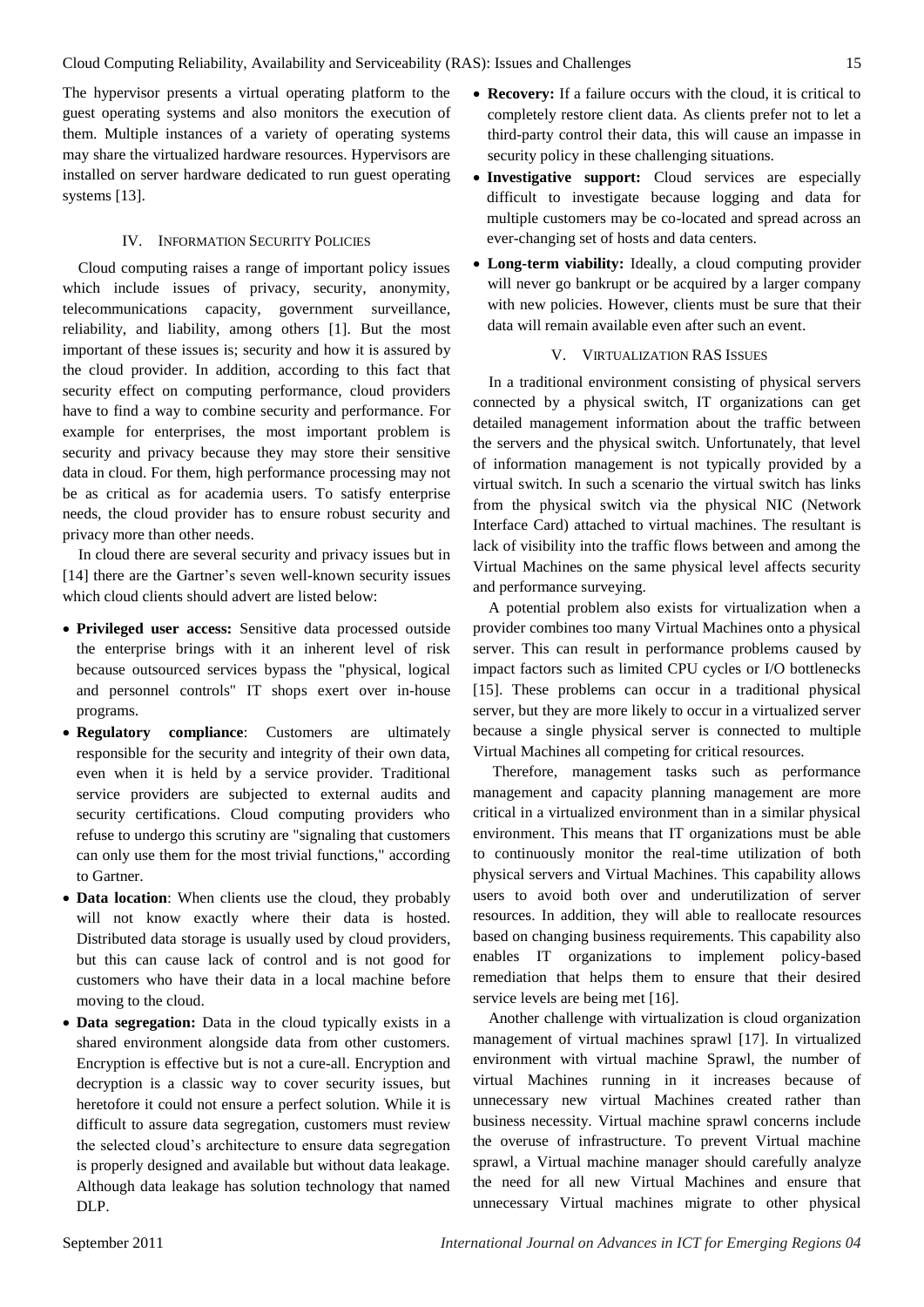The hypervisor presents a virtual operating platform to the guest operating systems and also monitors the execution of them. Multiple instances of a variety of operating systems may share the virtualized hardware resources. Hypervisors are installed on server hardware dedicated to run guest operating systems [13].

## IV. Information Security Policies

Cloud computing raises a range of important policy issues which include issues of privacy, security, anonymity, telecommunications capacity, government surveillance, reliability, and liability, among others [1]. But the most important of these issues is; security and how it is assured by the cloud provider. In addition, according to this fact that security effect on computing performance, cloud providers have to find a way to combine security and performance. For example for enterprises, the most important problem is security and privacy because they may store their sensitive data in cloud. For them, high performance processing may not be as critical as for academia users. To satisfy enterprise needs, the cloud provider has to ensure robust security and privacy more than other needs.

In cloud there are several security and privacy issues but in [14] there are the Gartner's seven well-known security issues which cloud clients should advert are listed below:

- **Privileged user access:** Sensitive data processed outside the enterprise brings with it an inherent level of risk because outsourced services bypass the "physical, logical and personnel controls" IT shops exert over in-house programs.
- **Regulatory compliance**: Customers are ultimately responsible for the security and integrity of their own data, even when it is held by a service provider. Traditional service providers are subjected to external audits and security certifications. Cloud computing providers who refuse to undergo this scrutiny are "signaling that customers can only use them for the most trivial functions," according to Gartner.
- **Data location**: When clients use the cloud, they probably will not know exactly where their data is hosted. Distributed data storage is usually used by cloud providers, but this can cause lack of control and is not good for customers who have their data in a local machine before moving to the cloud.
- **Data segregation:** Data in the cloud typically exists in a shared environment alongside data from other customers. Encryption is effective but is not a cure-all. Encryption and decryption is a classic way to cover security issues, but heretofore it could not ensure a perfect solution. While it is difficult to assure data segregation, customers must review the selected cloud's architecture to ensure data segregation is properly designed and available but without data leakage. Although data leakage has solution technology that named DLP.
- **Recovery:** If a failure occurs with the cloud, it is critical to completely restore client data. As clients prefer not to let a third-party control their data, this will cause an impasse in security policy in these challenging situations.
- **Investigative support:** Cloud services are especially difficult to investigate because logging and data for multiple customers may be co-located and spread across an ever-changing set of hosts and data centers.
- **Long-term viability:** Ideally, a cloud computing provider will never go bankrupt or be acquired by a larger company with new policies. However, clients must be sure that their data will remain available even after such an event.

## V. Virtualization RAS Issues

In a traditional environment consisting of physical servers connected by a physical switch, IT organizations can get detailed management information about the traffic between the servers and the physical switch. Unfortunately, that level of information management is not typically provided by a virtual switch. In such a scenario the virtual switch has links from the physical switch via the physical NIC (Network Interface Card) attached to virtual machines. The resultant is lack of visibility into the traffic flows between and among the Virtual Machines on the same physical level affects security and performance surveying.

A potential problem also exists for virtualization when a provider combines too many Virtual Machines onto a physical server. This can result in performance problems caused by impact factors such as limited CPU cycles or I/O bottlenecks [15]. These problems can occur in a traditional physical server, but they are more likely to occur in a virtualized server because a single physical server is connected to multiple Virtual Machines all competing for critical resources.

Therefore, management tasks such as performance management and capacity planning management are more critical in a virtualized environment than in a similar physical environment. This means that IT organizations must be able to continuously monitor the real-time utilization of both physical servers and Virtual Machines. This capability allows users to avoid both over and underutilization of server resources. In addition, they will able to reallocate resources based on changing business requirements. This capability also enables IT organizations to implement policy-based remediation that helps them to ensure that their desired service levels are being met [16].

Another challenge with virtualization is cloud organization management of virtual machines sprawl [17]. In virtualized environment with virtual machine Sprawl, the number of virtual Machines running in it increases because of unnecessary new virtual Machines created rather than business necessity. Virtual machine sprawl concerns include the overuse of infrastructure. To prevent Virtual machine sprawl, a Virtual machine manager should carefully analyze the need for all new Virtual Machines and ensure that unnecessary Virtual machines migrate to other physical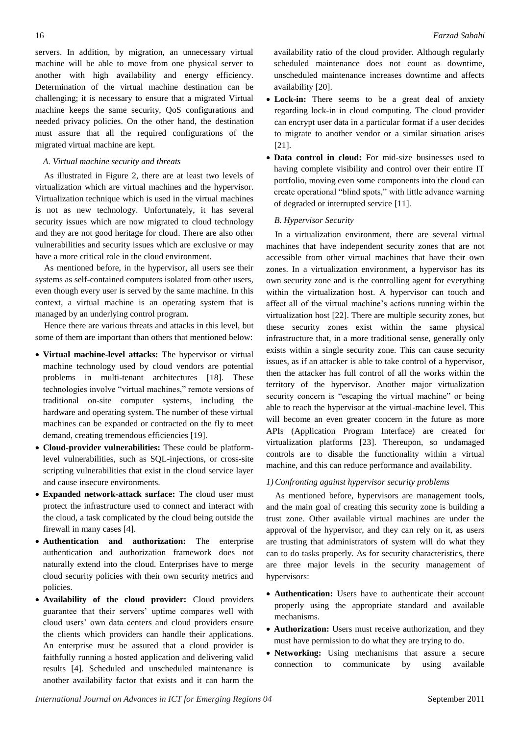servers. In addition, by migration, an unnecessary virtual machine will be able to move from one physical server to another with high availability and energy efficiency. Determination of the virtual machine destination can be challenging; it is necessary to ensure that a migrated Virtual machine keeps the same security, QoS configurations and needed privacy policies. On the other hand, the destination must assure that all the required configurations of the migrated virtual machine are kept.

### *A. Virtual machine security and threats*

As illustrated in Figure 2, there are at least two levels of virtualization which are virtual machines and the hypervisor. Virtualization technique which is used in the virtual machines is not as new technology. Unfortunately, it has several security issues which are now migrated to cloud technology and they are not good heritage for cloud. There are also other vulnerabilities and security issues which are exclusive or may have a more critical role in the cloud environment.

As mentioned before, in the hypervisor, all users see their systems as self-contained computers isolated from other users, even though every user is served by the same machine. In this context, a virtual machine is an operating system that is managed by an underlying control program.

Hence there are various threats and attacks in this level, but some of them are important than others that mentioned below:

- **Virtual machine-level attacks:** The hypervisor or virtual machine technology used by cloud vendors are potential problems in multi-tenant architectures [18]. These technologies involve "virtual machines," remote versions of traditional on-site computer systems, including the hardware and operating system. The number of these virtual machines can be expanded or contracted on the fly to meet demand, creating tremendous efficiencies [19].
- **Cloud-provider vulnerabilities:** These could be platform-level vulnerabilities, such as SQL-injections, or cross-site scripting vulnerabilities that exist in the cloud service layer and cause insecure environments.
- **Expanded network-attack surface:** The cloud user must protect the infrastructure used to connect and interact with the cloud, a task complicated by the cloud being outside the firewall in many cases [4].
- **Authentication and authorization:** The enterprise authentication and authorization framework does not naturally extend into the cloud. Enterprises have to merge cloud security policies with their own security metrics and policies.
- **Availability of the cloud provider:** Cloud providers guarantee that their servers' uptime compares well with cloud users' own data centers and cloud providers ensure the clients which providers can handle their applications. An enterprise must be assured that a cloud provider is faithfully running a hosted application and delivering valid results [4]. Scheduled and unscheduled maintenance is another availability factor that exists and it can harm the availability ratio of the cloud provider. Although regularly scheduled maintenance does not count as downtime, unscheduled maintenance increases downtime and affects availability [20].
- **Lock-in:** There seems to be a great deal of anxiety regarding lock-in in cloud computing. The cloud provider can encrypt user data in a particular format if a user decides to migrate to another vendor or a similar situation arises [21].
- **Data control in cloud:** For mid-size businesses used to having complete visibility and control over their entire IT portfolio, moving even some components into the cloud can create operational "blind spots," with little advance warning of degraded or interrupted service [11].

### *B. Hypervisor Security*

In a virtualization environment, there are several virtual machines that have independent security zones that are not accessible from other virtual machines that have their own zones. In a virtualization environment, a hypervisor has its own security zone and is the controlling agent for everything within the virtualization host. A hypervisor can touch and affect all of the virtual machine's actions running within the virtualization host [22]. There are multiple security zones, but these security zones exist within the same physical infrastructure that, in a more traditional sense, generally only exists within a single security zone. This can cause security issues, as if an attacker is able to take control of a hypervisor, then the attacker has full control of all the works within the territory of the hypervisor. Another major virtualization security concern is "escaping the virtual machine" or being able to reach the hypervisor at the virtual-machine level. This will become an even greater concern in the future as more APIs (Application Program Interface) are created for virtualization platforms [23]. Thereupon, so undamaged controls are to disable the functionality within a virtual machine, and this can reduce performance and availability.

#### *1) Confronting against hypervisor security problems*

As mentioned before, hypervisors are management tools, and the main goal of creating this security zone is building a trust zone. Other available virtual machines are under the approval of the hypervisor, and they can rely on it, as users are trusting that administrators of system will do what they can to do tasks properly. As for security characteristics, there are three major levels in the security management of hypervisors:

- **Authentication:** Users have to authenticate their account properly using the appropriate standard and available mechanisms.
- **Authorization:** Users must receive authorization, and they must have permission to do what they are trying to do.
- **Networking:** Using mechanisms that assure a secure connection to communicate by using available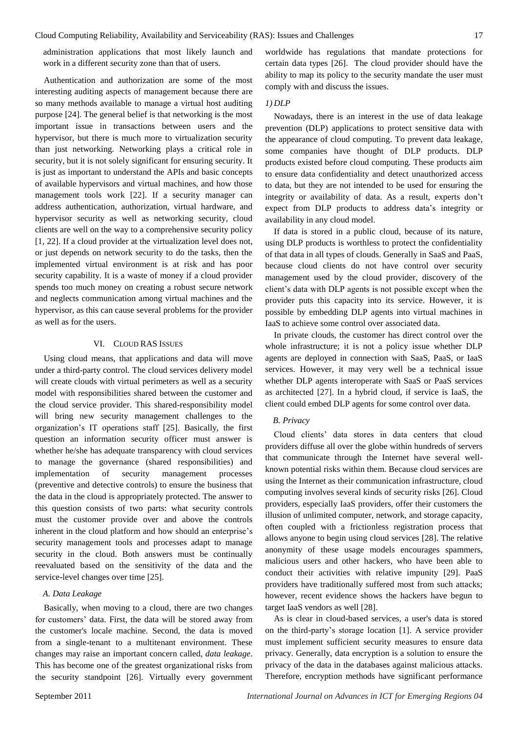administration applications that most likely launch and work in a different security zone than that of users.

Authentication and authorization are some of the most interesting auditing aspects of management because there are so many methods available to manage a virtual host auditing purpose [24]. The general belief is that networking is the most important issue in transactions between users and the hypervisor, but there is much more to virtualization security than just networking. Networking plays a critical role in security, but it is not solely significant for ensuring security. It is just as important to understand the APIs and basic concepts of available hypervisors and virtual machines, and how those management tools work [22]. If a security manager can address authentication, authorization, virtual hardware, and hypervisor security as well as networking security, cloud clients are well on the way to a comprehensive security policy [1, 22]. If a cloud provider at the virtualization level does not, or just depends on network security to do the tasks, then the implemented virtual environment is at risk and has poor security capability. It is a waste of money if a cloud provider spends too much money on creating a robust secure network and neglects communication among virtual machines and the hypervisor, as this can cause several problems for the provider as well as for the users.

## VI. Cloud RAS Issues

Using cloud means, that applications and data will move under a third-party control. The cloud services delivery model will create clouds with virtual perimeters as well as a security model with responsibilities shared between the customer and the cloud service provider. This shared-responsibility model will bring new security management challenges to the organization's IT operations staff [25]. Basically, the first question an information security officer must answer is whether he/she has adequate transparency with cloud services to manage the governance (shared responsibilities) and implementation of security management processes (preventive and detective controls) to ensure the business that the data in the cloud is appropriately protected. The answer to this question consists of two parts: what security controls must the customer provide over and above the controls inherent in the cloud platform and how should an enterprise's security management tools and processes adapt to manage security in the cloud. Both answers must be continually reevaluated based on the sensitivity of the data and the service-level changes over time [25].

### *A. Data Leakage*

Basically, when moving to a cloud, there are two changes for customers' data. First, the data will be stored away from the customer's locale machine. Second, the data is moved from a single-tenant to a multitenant environment. These changes may raise an important concern called, *data leakage*. This has become one of the greatest organizational risks from the security standpoint [26]. Virtually every government worldwide has regulations that mandate protections for certain data types [26]. The cloud provider should have the ability to map its policy to the security mandate the user must comply with and discuss the issues.

#### *1) DLP*

Nowadays, there is an interest in the use of data leakage prevention (DLP) applications to protect sensitive data with the appearance of cloud computing. To prevent data leakage, some companies have thought of DLP products. DLP products existed before cloud computing. These products aim to ensure data confidentiality and detect unauthorized access to data, but they are not intended to be used for ensuring the integrity or availability of data. As a result, experts don't expect from DLP products to address data's integrity or availability in any cloud model.

If data is stored in a public cloud, because of its nature, using DLP products is worthless to protect the confidentiality of that data in all types of clouds. Generally in SaaS and PaaS, because cloud clients do not have control over security management used by the cloud provider, discovery of the client's data with DLP agents is not possible except when the provider puts this capacity into its service. However, it is possible by embedding DLP agents into virtual machines in IaaS to achieve some control over associated data.

In private clouds, the customer has direct control over the whole infrastructure; it is not a policy issue whether DLP agents are deployed in connection with SaaS, PaaS, or IaaS services. However, it may very well be a technical issue whether DLP agents interoperate with SaaS or PaaS services as architected [27]. In a hybrid cloud, if service is IaaS, the client could embed DLP agents for some control over data.

### *B. Privacy*

Cloud clients' data stores in data centers that cloud providers diffuse all over the globe within hundreds of servers that communicate through the Internet have several well-known potential risks within them. Because cloud services are using the Internet as their communication infrastructure, cloud computing involves several kinds of security risks [26]. Cloud providers, especially IaaS providers, offer their customers the illusion of unlimited computer, network, and storage capacity, often coupled with a frictionless registration process that allows anyone to begin using cloud services [28]. The relative anonymity of these usage models encourages spammers, malicious users and other hackers, who have been able to conduct their activities with relative impunity [29]. PaaS providers have traditionally suffered most from such attacks; however, recent evidence shows the hackers have begun to target IaaS vendors as well [28].

As is clear in cloud-based services, a user's data is stored on the third-party's storage location [1]. A service provider must implement sufficient security measures to ensure data privacy. Generally, data encryption is a solution to ensure the privacy of the data in the databases against malicious attacks. Therefore, encryption methods have significant performance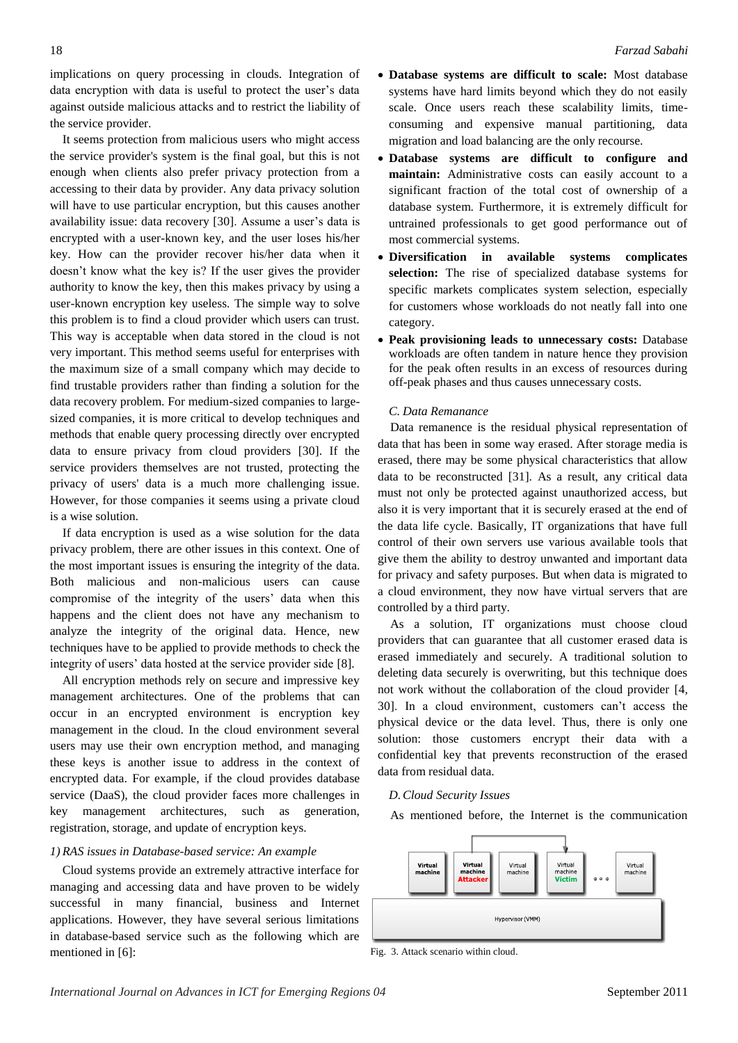implications on query processing in clouds. Integration of data encryption with data is useful to protect the user's data against outside malicious attacks and to restrict the liability of the service provider.

It seems protection from malicious users who might access the service provider's system is the final goal, but this is not enough when clients also prefer privacy protection from a accessing to their data by provider. Any data privacy solution will have to use particular encryption, but this causes another availability issue: data recovery [30]. Assume a user's data is encrypted with a user-known key, and the user loses his/her key. How can the provider recover his/her data when it doesn't know what the key is? If the user gives the provider authority to know the key, then this makes privacy by using a user-known encryption key useless. The simple way to solve this problem is to find a cloud provider which users can trust. This way is acceptable when data stored in the cloud is not very important. This method seems useful for enterprises with the maximum size of a small company which may decide to find trustable providers rather than finding a solution for the data recovery problem. For medium-sized companies to large-sized companies, it is more critical to develop techniques and methods that enable query processing directly over encrypted data to ensure privacy from cloud providers [30]. If the service providers themselves are not trusted, protecting the privacy of users' data is a much more challenging issue. However, for those companies it seems using a private cloud is a wise solution.

If data encryption is used as a wise solution for the data privacy problem, there are other issues in this context. One of the most important issues is ensuring the integrity of the data. Both malicious and non-malicious users can cause compromise of the integrity of the users' data when this happens and the client does not have any mechanism to analyze the integrity of the original data. Hence, new techniques have to be applied to provide methods to check the integrity of users' data hosted at the service provider side [8].

All encryption methods rely on secure and impressive key management architectures. One of the problems that can occur in an encrypted environment is encryption key management in the cloud. In the cloud environment several users may use their own encryption method, and managing these keys is another issue to address in the context of encrypted data. For example, if the cloud provides database service (DaaS), the cloud provider faces more challenges in key management architectures, such as generation, registration, storage, and update of encryption keys.

#### *1) RAS issues in Database-based service: An example*

Cloud systems provide an extremely attractive interface for managing and accessing data and have proven to be widely successful in many financial, business and Internet applications. However, they have several serious limitations in database-based service such as the following which are mentioned in [6]:

- **Database systems are difficult to scale:** Most database systems have hard limits beyond which they do not easily scale. Once users reach these scalability limits, time-consuming and expensive manual partitioning, data migration and load balancing are the only recourse.
- **Database systems are difficult to configure and maintain:** Administrative costs can easily account to a significant fraction of the total cost of ownership of a database system. Furthermore, it is extremely difficult for untrained professionals to get good performance out of most commercial systems.
- **Diversification in available systems complicates selection:** The rise of specialized database systems for specific markets complicates system selection, especially for customers whose workloads do not neatly fall into one category.
- **Peak provisioning leads to unnecessary costs:** Database workloads are often tandem in nature hence they provision for the peak often results in an excess of resources during off-peak phases and thus causes unnecessary costs.

### *C. Data Remanance*

Data remanence is the residual physical representation of data that has been in some way erased. After storage media is erased, there may be some physical characteristics that allow data to be reconstructed [31]. As a result, any critical data must not only be protected against unauthorized access, but also it is very important that it is securely erased at the end of the data life cycle. Basically, IT organizations that have full control of their own servers use various available tools that give them the ability to destroy unwanted and important data for privacy and safety purposes. But when data is migrated to a cloud environment, they now have virtual servers that are controlled by a third party.

As a solution, IT organizations must choose cloud providers that can guarantee that all customer erased data is erased immediately and securely. A traditional solution to deleting data securely is overwriting, but this technique does not work without the collaboration of the cloud provider [4, 30]. In a cloud environment, customers can't access the physical device or the data level. Thus, there is only one solution: those customers encrypt their data with a confidential key that prevents reconstruction of the erased data from residual data.

### *D. Cloud Security Issues*

As mentioned before, the Internet is the communication

Fig. 3. Attack scenario within cloud.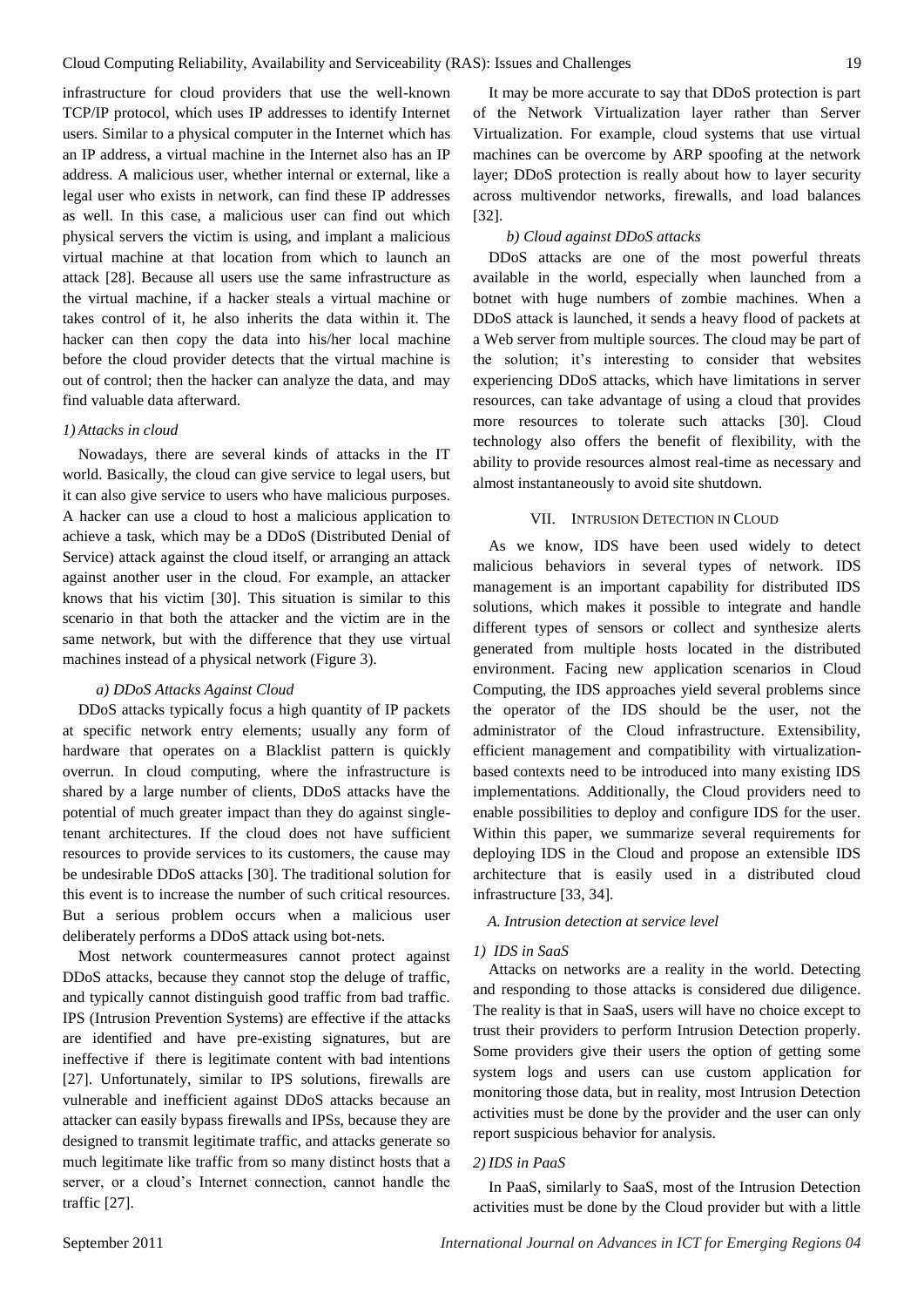infrastructure for cloud providers that use the well-known TCP/IP protocol, which uses IP addresses to identify Internet users. Similar to a physical computer in the Internet which has an IP address, a virtual machine in the Internet also has an IP address. A malicious user, whether internal or external, like a legal user who exists in network, can find these IP addresses as well. In this case, a malicious user can find out which physical servers the victim is using, and implant a malicious virtual machine at that location from which to launch an attack [28]. Because all users use the same infrastructure as the virtual machine, if a hacker steals a virtual machine or takes control of it, he also inherits the data within it. The hacker can then copy the data into his/her local machine before the cloud provider detects that the virtual machine is out of control; then the hacker can analyze the data, and may find valuable data afterward.

#### *1) Attacks in cloud*

Nowadays, there are several kinds of attacks in the IT world. Basically, the cloud can give service to legal users, but it can also give service to users who have malicious purposes. A hacker can use a cloud to host a malicious application to achieve a task, which may be a DDoS (Distributed Denial of Service) attack against the cloud itself, or arranging an attack against another user in the cloud. For example, an attacker knows that his victim [30]. This situation is similar to this scenario in that both the attacker and the victim are in the same network, but with the difference that they use virtual machines instead of a physical network (Figure 3).

##### *a) DDoS Attacks Against Cloud*

DDoS attacks typically focus a high quantity of IP packets at specific network entry elements; usually any form of hardware that operates on a Blacklist pattern is quickly overrun. In cloud computing, where the infrastructure is shared by a large number of clients, DDoS attacks have the potential of much greater impact than they do against single-tenant architectures. If the cloud does not have sufficient resources to provide services to its customers, the cause may be undesirable DDoS attacks [30]. The traditional solution for this event is to increase the number of such critical resources. But a serious problem occurs when a malicious user deliberately performs a DDoS attack using bot-nets.

Most network countermeasures cannot protect against DDoS attacks, because they cannot stop the deluge of traffic, and typically cannot distinguish good traffic from bad traffic. IPS (Intrusion Prevention Systems) are effective if the attacks are identified and have pre-existing signatures, but are ineffective if there is legitimate content with bad intentions [27]. Unfortunately, similar to IPS solutions, firewalls are vulnerable and inefficient against DDoS attacks because an attacker can easily bypass firewalls and IPSs, because they are designed to transmit legitimate traffic, and attacks generate so much legitimate like traffic from so many distinct hosts that a server, or a cloud's Internet connection, cannot handle the traffic [27].

It may be more accurate to say that DDoS protection is part of the Network Virtualization layer rather than Server Virtualization. For example, cloud systems that use virtual machines can be overcome by ARP spoofing at the network layer; DDoS protection is really about how to layer security across multivendor networks, firewalls, and load balances [32].

##### *b) Cloud against DDoS attacks*

DDoS attacks are one of the most powerful threats available in the world, especially when launched from a botnet with huge numbers of zombie machines. When a DDoS attack is launched, it sends a heavy flood of packets at a Web server from multiple sources. The cloud may be part of the solution; it's interesting to consider that websites experiencing DDoS attacks, which have limitations in server resources, can take advantage of using a cloud that provides more resources to tolerate such attacks [30]. Cloud technology also offers the benefit of flexibility, with the ability to provide resources almost real-time as necessary and almost instantaneously to avoid site shutdown.

## VII. Intrusion Detection in Cloud

As we know, IDS have been used widely to detect malicious behaviors in several types of network. IDS management is an important capability for distributed IDS solutions, which makes it possible to integrate and handle different types of sensors or collect and synthesize alerts generated from multiple hosts located in the distributed environment. Facing new application scenarios in Cloud Computing, the IDS approaches yield several problems since the operator of the IDS should be the user, not the administrator of the Cloud infrastructure. Extensibility, efficient management and compatibility with virtualization-based contexts need to be introduced into many existing IDS implementations. Additionally, the Cloud providers need to enable possibilities to deploy and configure IDS for the user. Within this paper, we summarize several requirements for deploying IDS in the Cloud and propose an extensible IDS architecture that is easily used in a distributed cloud infrastructure [33, 34].

### *A. Intrusion detection at service level*

#### *1) IDS in SaaS*

Attacks on networks are a reality in the world. Detecting and responding to those attacks is considered due diligence. The reality is that in SaaS, users will have no choice except to trust their providers to perform Intrusion Detection properly. Some providers give their users the option of getting some system logs and users can use custom application for monitoring those data, but in reality, most Intrusion Detection activities must be done by the provider and the user can only report suspicious behavior for analysis.

#### *2) IDS in PaaS*

In PaaS, similarly to SaaS, most of the Intrusion Detection activities must be done by the Cloud provider but with a little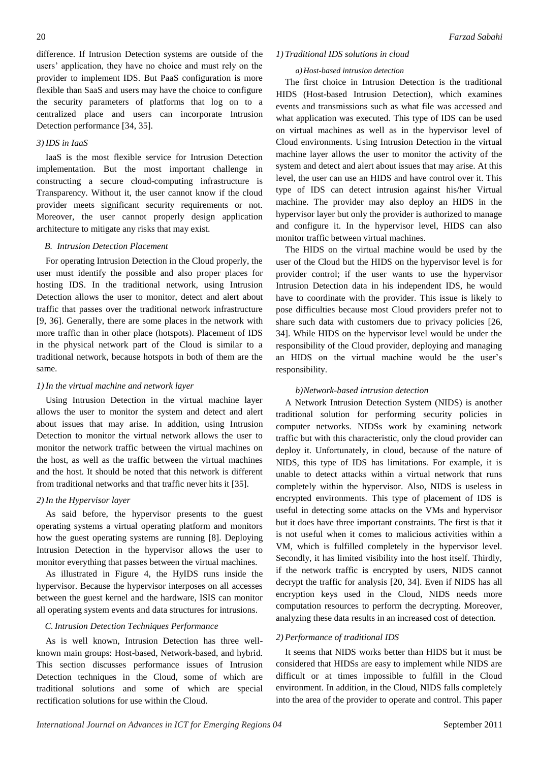difference. If Intrusion Detection systems are outside of the users' application, they have no choice and must rely on the provider to implement IDS. But PaaS configuration is more flexible than SaaS and users may have the choice to configure the security parameters of platforms that log on to a centralized place and users can incorporate Intrusion Detection performance [34, 35].

### 3) IDS in IaaS

IaaS is the most flexible service for Intrusion Detection implementation. But the most important challenge in constructing a secure cloud-computing infrastructure is Transparency. Without it, the user cannot know if the cloud provider meets significant security requirements or not. Moreover, the user cannot properly design application architecture to mitigate any risks that may exist.

## B. Intrusion Detection Placement

For operating Intrusion Detection in the Cloud properly, the user must identify the possible and also proper places for hosting IDS. In the traditional network, using Intrusion Detection allows the user to monitor, detect and alert about traffic that passes over the traditional network infrastructure [9, 36]. Generally, there are some places in the network with more traffic than in other place (hotspots). Placement of IDS in the physical network part of the Cloud is similar to a traditional network, because hotspots in both of them are the same.

### 1) In the virtual machine and network layer

Using Intrusion Detection in the virtual machine layer allows the user to monitor the system and detect and alert about issues that may arise. In addition, using Intrusion Detection to monitor the virtual network allows the user to monitor the network traffic between the virtual machines on the host, as well as the traffic between the virtual machines and the host. It should be noted that this network is different from traditional networks and that traffic never hits it [35].

### 2) In the Hypervisor layer

As said before, the hypervisor presents to the guest operating systems a virtual operating platform and monitors how the guest operating systems are running [8]. Deploying Intrusion Detection in the hypervisor allows the user to monitor everything that passes between the virtual machines.

As illustrated in Figure 4, the HyIDS runs inside the hypervisor. Because the hypervisor interposes on all accesses between the guest kernel and the hardware, ISIS can monitor all operating system events and data structures for intrusions.

## C. Intrusion Detection Techniques Performance

As is well known, Intrusion Detection has three well-known main groups: Host-based, Network-based, and hybrid. This section discusses performance issues of Intrusion Detection techniques in the Cloud, some of which are traditional solutions and some of which are special rectification solutions for use within the Cloud.

### 1) Traditional IDS solutions in cloud

#### a) Host-based intrusion detection

The first choice in Intrusion Detection is the traditional HIDS (Host-based Intrusion Detection), which examines events and transmissions such as what file was accessed and what application was executed. This type of IDS can be used on virtual machines as well as in the hypervisor level of Cloud environments. Using Intrusion Detection in the virtual machine layer allows the user to monitor the activity of the system and detect and alert about issues that may arise. At this level, the user can use an HIDS and have control over it. This type of IDS can detect intrusion against his/her Virtual machine. The provider may also deploy an HIDS in the hypervisor layer but only the provider is authorized to manage and configure it. In the hypervisor level, HIDS can also monitor traffic between virtual machines.

The HIDS on the virtual machine would be used by the user of the Cloud but the HIDS on the hypervisor level is for provider control; if the user wants to use the hypervisor Intrusion Detection data in his independent IDS, he would have to coordinate with the provider. This issue is likely to pose difficulties because most Cloud providers prefer not to share such data with customers due to privacy policies [26, 34]. While HIDS on the hypervisor level would be under the responsibility of the Cloud provider, deploying and managing an HIDS on the virtual machine would be the user's responsibility.

#### b) Network-based intrusion detection

A Network Intrusion Detection System (NIDS) is another traditional solution for performing security policies in computer networks. NIDSs work by examining network traffic but with this characteristic, only the cloud provider can deploy it. Unfortunately, in cloud, because of the nature of NIDS, this type of IDS has limitations. For example, it is unable to detect attacks within a virtual network that runs completely within the hypervisor. Also, NIDS is useless in encrypted environments. This type of placement of IDS is useful in detecting some attacks on the VMs and hypervisor but it does have three important constraints. The first is that it is not useful when it comes to malicious activities within a VM, which is fulfilled completely in the hypervisor level. Secondly, it has limited visibility into the host itself. Thirdly, if the network traffic is encrypted by users, NIDS cannot decrypt the traffic for analysis [20, 34]. Even if NIDS has all encryption keys used in the Cloud, NIDS needs more computation resources to perform the decrypting. Moreover, analyzing these data results in an increased cost of detection.

### 2) Performance of traditional IDS

It seems that NIDS works better than HIDS but it must be considered that HIDSs are easy to implement while NIDS are difficult or at times impossible to fulfill in the Cloud environment. In addition, in the Cloud, NIDS falls completely into the area of the provider to operate and control. This paper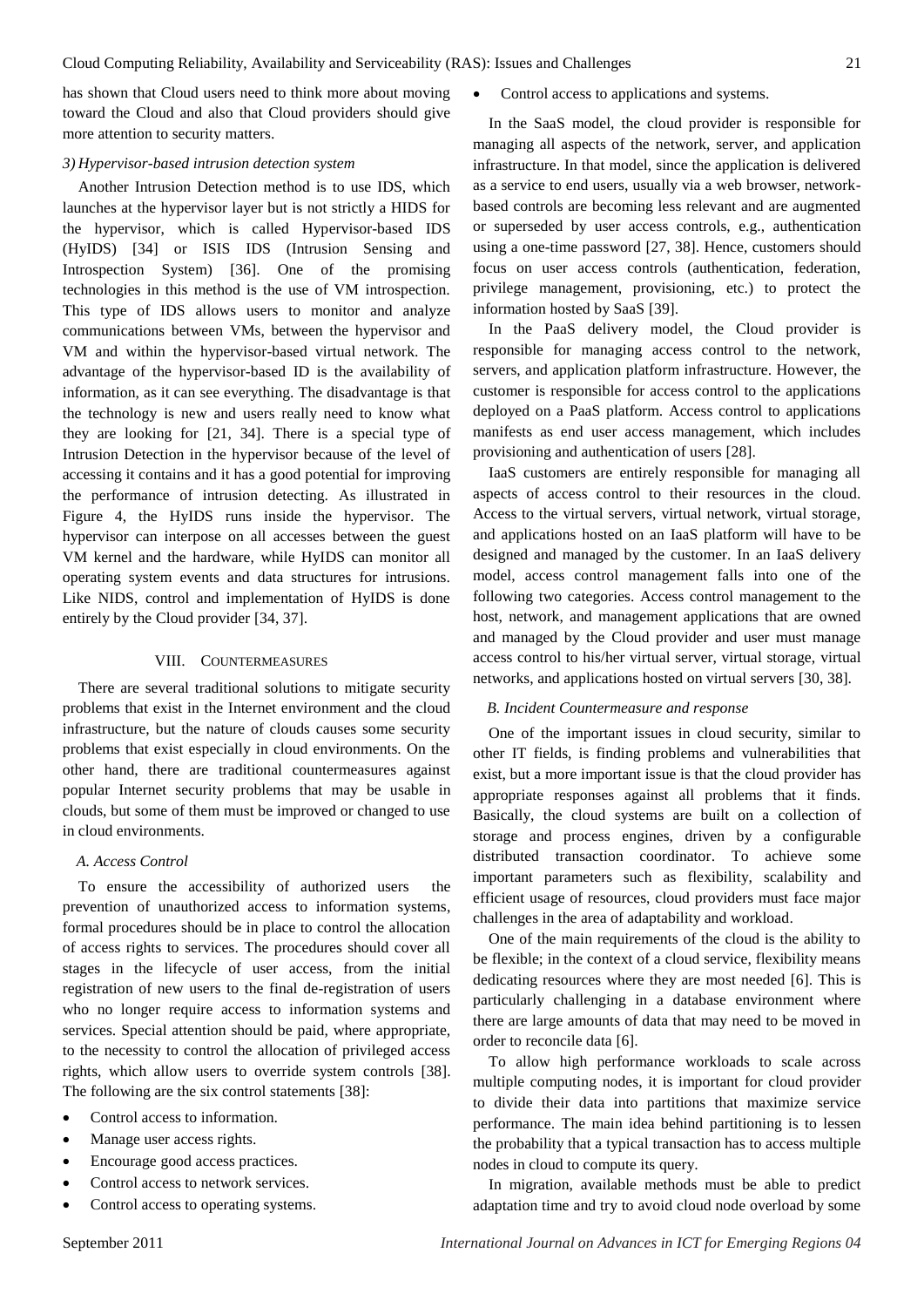has shown that Cloud users need to think more about moving toward the Cloud and also that Cloud providers should give more attention to security matters.

### *3) Hypervisor-based intrusion detection system*

Another Intrusion Detection method is to use IDS, which launches at the hypervisor layer but is not strictly a HIDS for the hypervisor, which is called Hypervisor-based IDS (HyIDS) [34] or ISIS IDS (Intrusion Sensing and Introspection System) [36]. One of the promising technologies in this method is the use of VM introspection. This type of IDS allows users to monitor and analyze communications between VMs, between the hypervisor and VM and within the hypervisor-based virtual network. The advantage of the hypervisor-based ID is the availability of information, as it can see everything. The disadvantage is that the technology is new and users really need to know what they are looking for [21, 34]. There is a special type of Intrusion Detection in the hypervisor because of the level of accessing it contains and it has a good potential for improving the performance of intrusion detecting. As illustrated in Figure 4, the HyIDS runs inside the hypervisor. The hypervisor can interpose on all accesses between the guest VM kernel and the hardware, while HyIDS can monitor all operating system events and data structures for intrusions. Like NIDS, control and implementation of HyIDS is done entirely by the Cloud provider [34, 37].

## VIII. COUNTERMEASURES

There are several traditional solutions to mitigate security problems that exist in the Internet environment and the cloud infrastructure, but the nature of clouds causes some security problems that exist especially in cloud environments. On the other hand, there are traditional countermeasures against popular Internet security problems that may be usable in clouds, but some of them must be improved or changed to use in cloud environments.

### *A. Access Control*

To ensure the accessibility of authorized users the prevention of unauthorized access to information systems, formal procedures should be in place to control the allocation of access rights to services. The procedures should cover all stages in the lifecycle of user access, from the initial registration of new users to the final de-registration of users who no longer require access to information systems and services. Special attention should be paid, where appropriate, to the necessity to control the allocation of privileged access rights, which allow users to override system controls [38]. The following are the six control statements [38]:

- Control access to information.
- Manage user access rights.
- Encourage good access practices.
- Control access to network services.
- Control access to operating systems.
- Control access to applications and systems.

In the SaaS model, the cloud provider is responsible for managing all aspects of the network, server, and application infrastructure. In that model, since the application is delivered as a service to end users, usually via a web browser, network-based controls are becoming less relevant and are augmented or superseded by user access controls, e.g., authentication using a one-time password [27, 38]. Hence, customers should focus on user access controls (authentication, federation, privilege management, provisioning, etc.) to protect the information hosted by SaaS [39].

In the PaaS delivery model, the Cloud provider is responsible for managing access control to the network, servers, and application platform infrastructure. However, the customer is responsible for access control to the applications deployed on a PaaS platform. Access control to applications manifests as end user access management, which includes provisioning and authentication of users [28].

IaaS customers are entirely responsible for managing all aspects of access control to their resources in the cloud. Access to the virtual servers, virtual network, virtual storage, and applications hosted on an IaaS platform will have to be designed and managed by the customer. In an IaaS delivery model, access control management falls into one of the following two categories. Access control management to the host, network, and management applications that are owned and managed by the Cloud provider and user must manage access control to his/her virtual server, virtual storage, virtual networks, and applications hosted on virtual servers [30, 38].

### *B. Incident Countermeasure and response*

One of the important issues in cloud security, similar to other IT fields, is finding problems and vulnerabilities that exist, but a more important issue is that the cloud provider has appropriate responses against all problems that it finds. Basically, the cloud systems are built on a collection of storage and process engines, driven by a configurable distributed transaction coordinator. To achieve some important parameters such as flexibility, scalability and efficient usage of resources, cloud providers must face major challenges in the area of adaptability and workload.

One of the main requirements of the cloud is the ability to be flexible; in the context of a cloud service, flexibility means dedicating resources where they are most needed [6]. This is particularly challenging in a database environment where there are large amounts of data that may need to be moved in order to reconcile data [6].

To allow high performance workloads to scale across multiple computing nodes, it is important for cloud provider to divide their data into partitions that maximize service performance. The main idea behind partitioning is to lessen the probability that a typical transaction has to access multiple nodes in cloud to compute its query.

In migration, available methods must be able to predict adaptation time and try to avoid cloud node overload by some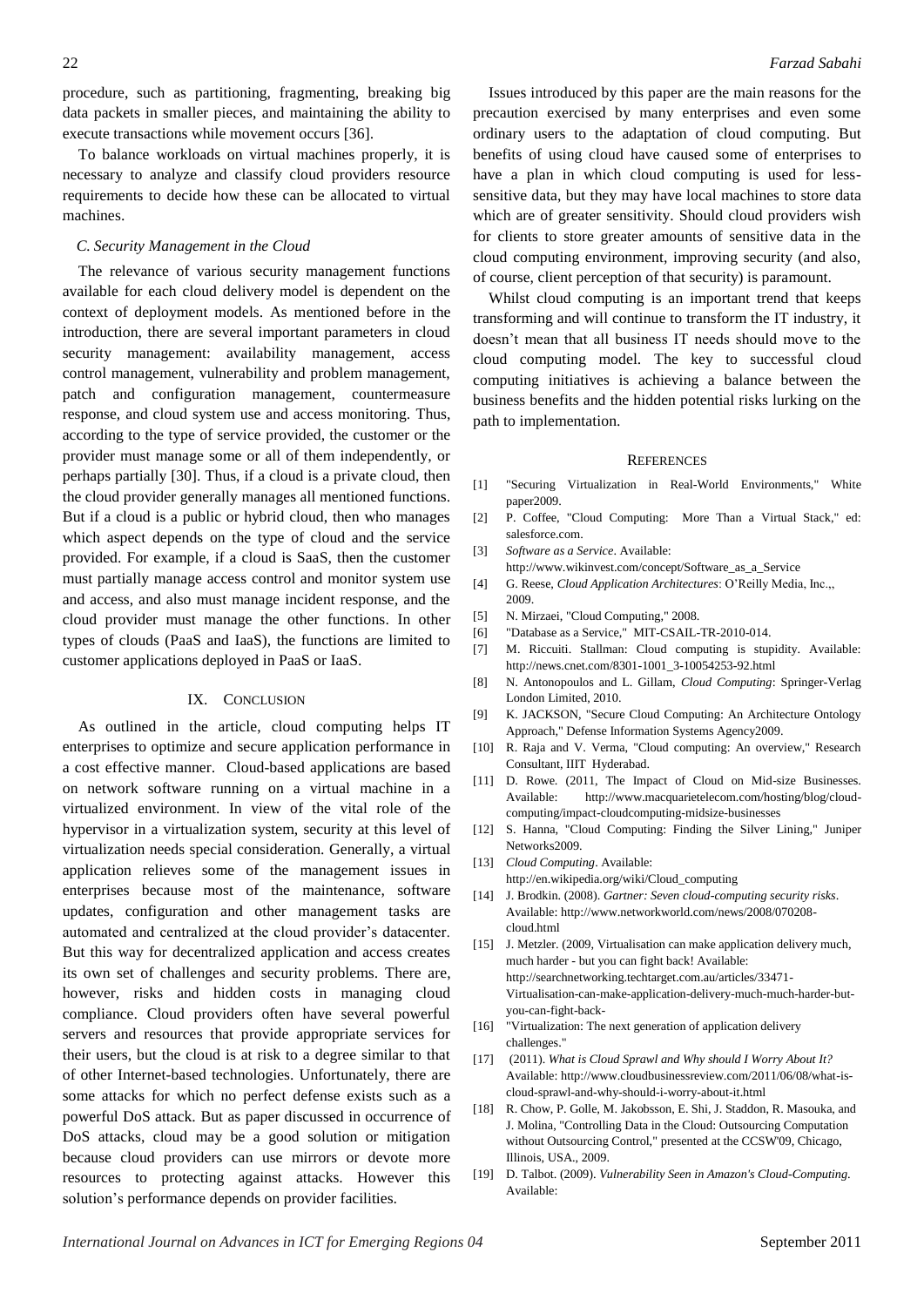procedure, such as partitioning, fragmenting, breaking big data packets in smaller pieces, and maintaining the ability to execute transactions while movement occurs [36].

To balance workloads on virtual machines properly, it is necessary to analyze and classify cloud providers resource requirements to decide how these can be allocated to virtual machines.

### *C. Security Management in the Cloud*

The relevance of various security management functions available for each cloud delivery model is dependent on the context of deployment models. As mentioned before in the introduction, there are several important parameters in cloud security management: availability management, access control management, vulnerability and problem management, patch and configuration management, countermeasure response, and cloud system use and access monitoring. Thus, according to the type of service provided, the customer or the provider must manage some or all of them independently, or perhaps partially [30]. Thus, if a cloud is a private cloud, then the cloud provider generally manages all mentioned functions. But if a cloud is a public or hybrid cloud, then who manages which aspect depends on the type of cloud and the service provided. For example, if a cloud is SaaS, then the customer must partially manage access control and monitor system use and access, and also must manage incident response, and the cloud provider must manage the other functions. In other types of clouds (PaaS and IaaS), the functions are limited to customer applications deployed in PaaS or IaaS.

## IX. Conclusion

As outlined in the article, cloud computing helps IT enterprises to optimize and secure application performance in a cost effective manner. Cloud-based applications are based on network software running on a virtual machine in a virtualized environment. In view of the vital role of the hypervisor in a virtualization system, security at this level of virtualization needs special consideration. Generally, a virtual application relieves some of the management issues in enterprises because most of the maintenance, software updates, configuration and other management tasks are automated and centralized at the cloud provider's datacenter. But this way for decentralized application and access creates its own set of challenges and security problems. There are, however, risks and hidden costs in managing cloud compliance. Cloud providers often have several powerful servers and resources that provide appropriate services for their users, but the cloud is at risk to a degree similar to that of other Internet-based technologies. Unfortunately, there are some attacks for which no perfect defense exists such as a powerful DoS attack. But as paper discussed in occurrence of DoS attacks, cloud may be a good solution or mitigation because cloud providers can use mirrors or devote more resources to protecting against attacks. However this solution's performance depends on provider facilities.

Issues introduced by this paper are the main reasons for the precaution exercised by many enterprises and even some ordinary users to the adaptation of cloud computing. But benefits of using cloud have caused some of enterprises to have a plan in which cloud computing is used for less-sensitive data, but they may have local machines to store data which are of greater sensitivity. Should cloud providers wish for clients to store greater amounts of sensitive data in the cloud computing environment, improving security (and also, of course, client perception of that security) is paramount.

Whilst cloud computing is an important trend that keeps transforming and will continue to transform the IT industry, it doesn't mean that all business IT needs should move to the cloud computing model. The key to successful cloud computing initiatives is achieving a balance between the business benefits and the hidden potential risks lurking on the path to implementation.

## References

[1] "Securing Virtualization in Real-World Environments," White paper2009.

[2] P. Coffee, "Cloud Computing: More Than a Virtual Stack," ed: salesforce.com.

[3] *Software as a Service*. Available: http://www.wikinvest.com/concept/Software_as_a_Service

[4] G. Reese, *Cloud Application Architectures*: O'Reilly Media, Inc.,, 2009.

[5] N. Mirzaei, "Cloud Computing," 2008.

[6] "Database as a Service," MIT-CSAIL-TR-2010-014.

[7] M. Riccuiti. Stallman: Cloud computing is stupidity. Available: http://news.cnet.com/8301-1001_3-10054253-92.html

[8] N. Antonopoulos and L. Gillam, *Cloud Computing*: Springer-Verlag London Limited, 2010.

[9] K. JACKSON, "Secure Cloud Computing: An Architecture Ontology Approach," Defense Information Systems Agency2009.

[10] R. Raja and V. Verma, "Cloud computing: An overview," Research Consultant, IIIT Hyderabad.

[11] D. Rowe. (2011, The Impact of Cloud on Mid-size Businesses. Available: http://www.macquarietelecom.com/hosting/blog/cloud-computing/impact-cloudcomputing-midsize-businesses

[12] S. Hanna, "Cloud Computing: Finding the Silver Lining," Juniper Networks2009.

[13] *Cloud Computing*. Available: http://en.wikipedia.org/wiki/Cloud_computing

[14] J. Brodkin. (2008). *Gartner: Seven cloud-computing security risks*. Available: http://www.networkworld.com/news/2008/070208-cloud.html

[15] J. Metzler. (2009, Virtualisation can make application delivery much, much harder - but you can fight back! Available: http://searchnetworking.techtarget.com.au/articles/33471-Virtualisation-can-make-application-delivery-much-much-harder-but-you-can-fight-back-

[16] "Virtualization: The next generation of application delivery challenges."

[17] (2011). *What is Cloud Sprawl and Why should I Worry About It?* Available: http://www.cloudbusinessreview.com/2011/06/08/what-is-cloud-sprawl-and-why-should-i-worry-about-it.html

[18] R. Chow, P. Golle, M. Jakobsson, E. Shi, J. Staddon, R. Masouka, and J. Molina, "Controlling Data in the Cloud: Outsourcing Computation without Outsourcing Control," presented at the CCSW'09, Chicago, Illinois, USA., 2009.

[19] D. Talbot. (2009). *Vulnerability Seen in Amazon's Cloud-Computing*. Available: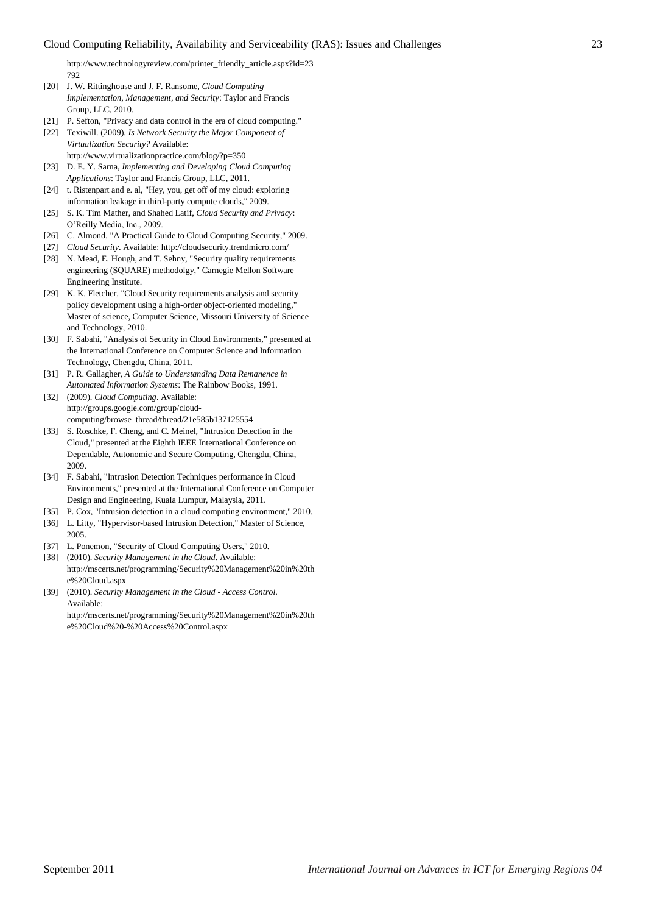http://www.technologyreview.com/printer_friendly_article.aspx?id=23792

[20] J. W. Rittinghouse and J. F. Ransome, *Cloud Computing Implementation, Management, and Security*: Taylor and Francis Group, LLC, 2010.

[21] P. Sefton, "Privacy and data control in the era of cloud computing."

[22] Texiwill. (2009). *Is Network Security the Major Component of Virtualization Security?* Available: http://www.virtualizationpractice.com/blog/?p=350

[23] D. E. Y. Sarna, *Implementing and Developing Cloud Computing Applications*: Taylor and Francis Group, LLC, 2011.

[24] t. Ristenpart and e. al, "Hey, you, get off of my cloud: exploring information leakage in third-party compute clouds," 2009.

[25] S. K. Tim Mather, and Shahed Latif, *Cloud Security and Privacy*: O'Reilly Media, Inc., 2009.

[26] C. Almond, "A Practical Guide to Cloud Computing Security," 2009.

[27] *Cloud Security*. Available: http://cloudsecurity.trendmicro.com/

[28] N. Mead, E. Hough, and T. Sehny, "Security quality requirements engineering (SQUARE) methodolgy," Carnegie Mellon Software Engineering Institute.

[29] K. K. Fletcher, "Cloud Security requirements analysis and security policy development using a high-order object-oriented modeling," Master of science, Computer Science, Missouri University of Science and Technology, 2010.

[30] F. Sabahi, "Analysis of Security in Cloud Environments," presented at the International Conference on Computer Science and Information Technology, Chengdu, China, 2011.

[31] P. R. Gallagher, *A Guide to Understanding Data Remanence in Automated Information Systems*: The Rainbow Books, 1991.

[32] (2009). *Cloud Computing*. Available: http://groups.google.com/group/cloud-computing/browse_thread/thread/21e585b137125554

[33] S. Roschke, F. Cheng, and C. Meinel, "Intrusion Detection in the Cloud," presented at the Eighth IEEE International Conference on Dependable, Autonomic and Secure Computing, Chengdu, China, 2009.

[34] F. Sabahi, "Intrusion Detection Techniques performance in Cloud Environments," presented at the International Conference on Computer Design and Engineering, Kuala Lumpur, Malaysia, 2011.

[35] P. Cox, "Intrusion detection in a cloud computing environment," 2010.

[36] L. Litty, "Hypervisor-based Intrusion Detection," Master of Science, 2005.

[37] L. Ponemon, "Security of Cloud Computing Users," 2010.

[38] (2010). *Security Management in the Cloud*. Available: http://mscerts.net/programming/Security%20Management%20in%20the%20Cloud.aspx

[39] (2010). *Security Management in the Cloud - Access Control*. Available: http://mscerts.net/programming/Security%20Management%20in%20the%20Cloud%20-%20Access%20Control.aspx